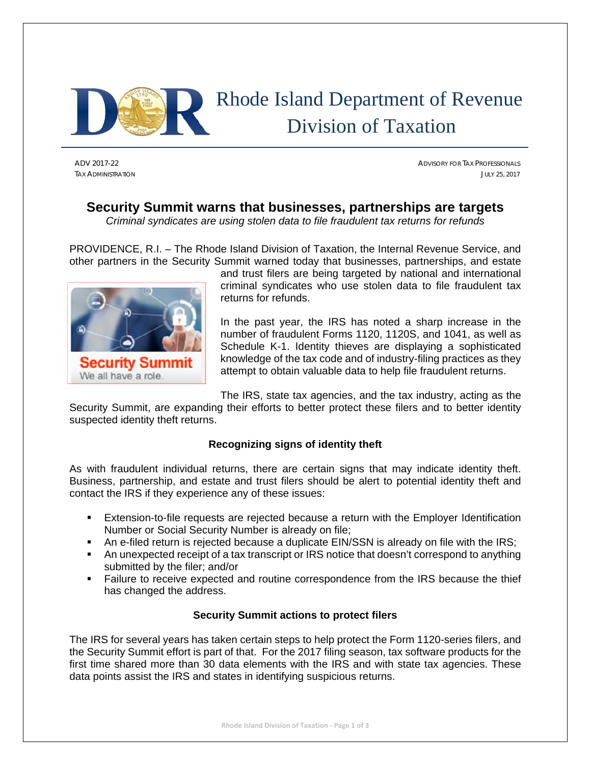# Rhode Island Department of Revenue
## Division of Taxation

ADV 2017-22
TAX ADMINISTRATION

ADVISORY FOR TAX PROFESSIONALS
JULY 25, 2017

## Security Summit warns that businesses, partnerships are targets

*Criminal syndicates are using stolen data to file fraudulent tax returns for refunds*

PROVIDENCE, R.I. – The Rhode Island Division of Taxation, the Internal Revenue Service, and other partners in the Security Summit warned today that businesses, partnerships, and estate and trust filers are being targeted by national and international criminal syndicates who use stolen data to file fraudulent tax returns for refunds.

In the past year, the IRS has noted a sharp increase in the number of fraudulent Forms 1120, 1120S, and 1041, as well as Schedule K-1. Identity thieves are displaying a sophisticated knowledge of the tax code and of industry-filing practices as they attempt to obtain valuable data to help file fraudulent returns.

The IRS, state tax agencies, and the tax industry, acting as the Security Summit, are expanding their efforts to better protect these filers and to better identity suspected identity theft returns.

### Recognizing signs of identity theft

As with fraudulent individual returns, there are certain signs that may indicate identity theft. Business, partnership, and estate and trust filers should be alert to potential identity theft and contact the IRS if they experience any of these issues:

- Extension-to-file requests are rejected because a return with the Employer Identification Number or Social Security Number is already on file;
- An e-filed return is rejected because a duplicate EIN/SSN is already on file with the IRS;
- An unexpected receipt of a tax transcript or IRS notice that doesn't correspond to anything submitted by the filer; and/or
- Failure to receive expected and routine correspondence from the IRS because the thief has changed the address.

### Security Summit actions to protect filers

The IRS for several years has taken certain steps to help protect the Form 1120-series filers, and the Security Summit effort is part of that. For the 2017 filing season, tax software products for the first time shared more than 30 data elements with the IRS and with state tax agencies. These data points assist the IRS and states in identifying suspicious returns.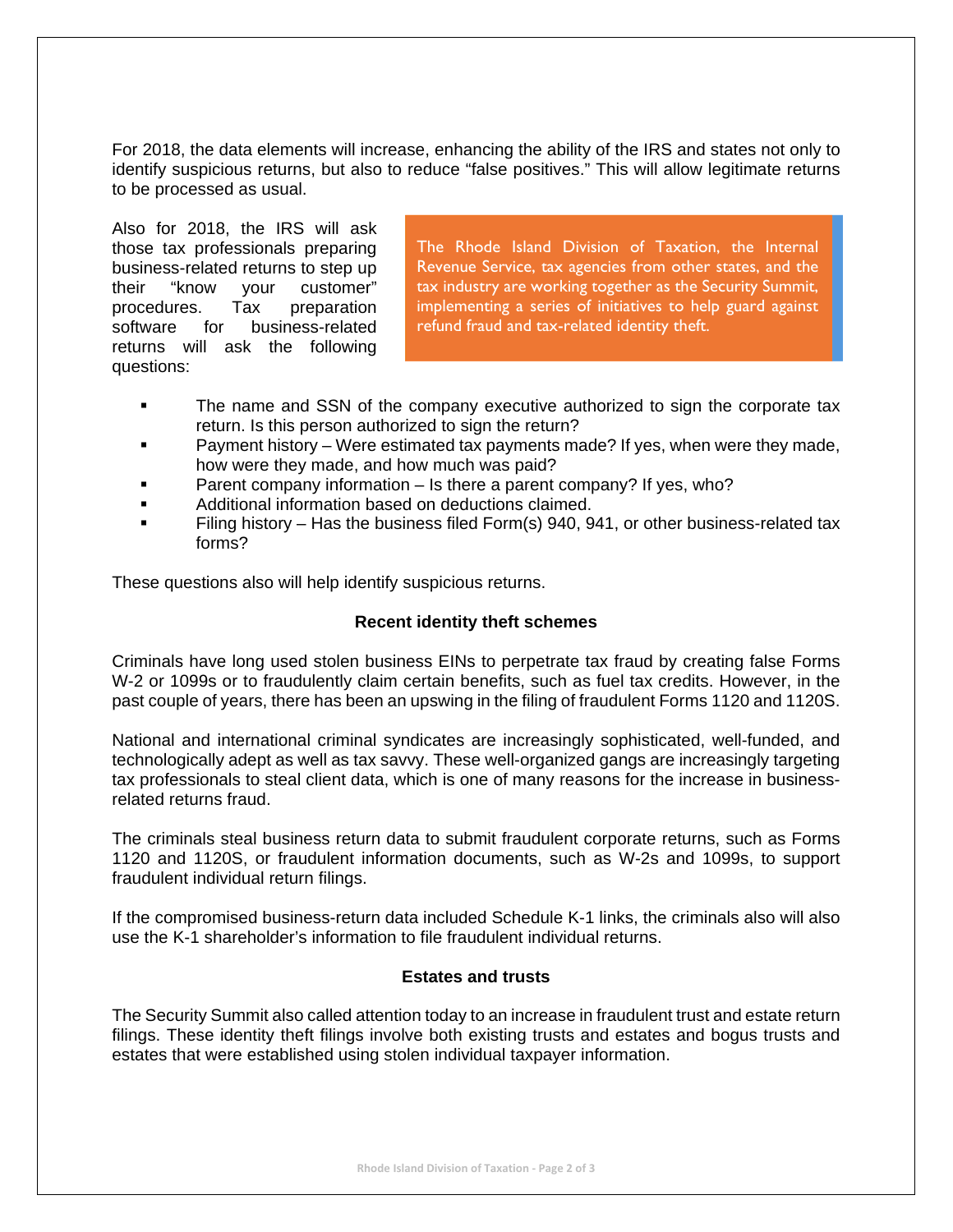For 2018, the data elements will increase, enhancing the ability of the IRS and states not only to identify suspicious returns, but also to reduce "false positives." This will allow legitimate returns to be processed as usual.

Also for 2018, the IRS will ask those tax professionals preparing business-related returns to step up their "know your customer" procedures. Tax preparation software for business-related returns will ask the following questions:

> The Rhode Island Division of Taxation, the Internal Revenue Service, tax agencies from other states, and the tax industry are working together as the Security Summit, implementing a series of initiatives to help guard against refund fraud and tax-related identity theft.

- The name and SSN of the company executive authorized to sign the corporate tax return. Is this person authorized to sign the return?
- Payment history – Were estimated tax payments made? If yes, when were they made, how were they made, and how much was paid?
- Parent company information – Is there a parent company? If yes, who?
- Additional information based on deductions claimed.
- Filing history – Has the business filed Form(s) 940, 941, or other business-related tax forms?

These questions also will help identify suspicious returns.

## Recent identity theft schemes

Criminals have long used stolen business EINs to perpetrate tax fraud by creating false Forms W-2 or 1099s or to fraudulently claim certain benefits, such as fuel tax credits. However, in the past couple of years, there has been an upswing in the filing of fraudulent Forms 1120 and 1120S.

National and international criminal syndicates are increasingly sophisticated, well-funded, and technologically adept as well as tax savvy. These well-organized gangs are increasingly targeting tax professionals to steal client data, which is one of many reasons for the increase in business-related returns fraud.

The criminals steal business return data to submit fraudulent corporate returns, such as Forms 1120 and 1120S, or fraudulent information documents, such as W-2s and 1099s, to support fraudulent individual return filings.

If the compromised business-return data included Schedule K-1 links, the criminals also will also use the K-1 shareholder's information to file fraudulent individual returns.

## Estates and trusts

The Security Summit also called attention today to an increase in fraudulent trust and estate return filings. These identity theft filings involve both existing trusts and estates and bogus trusts and estates that were established using stolen individual taxpayer information.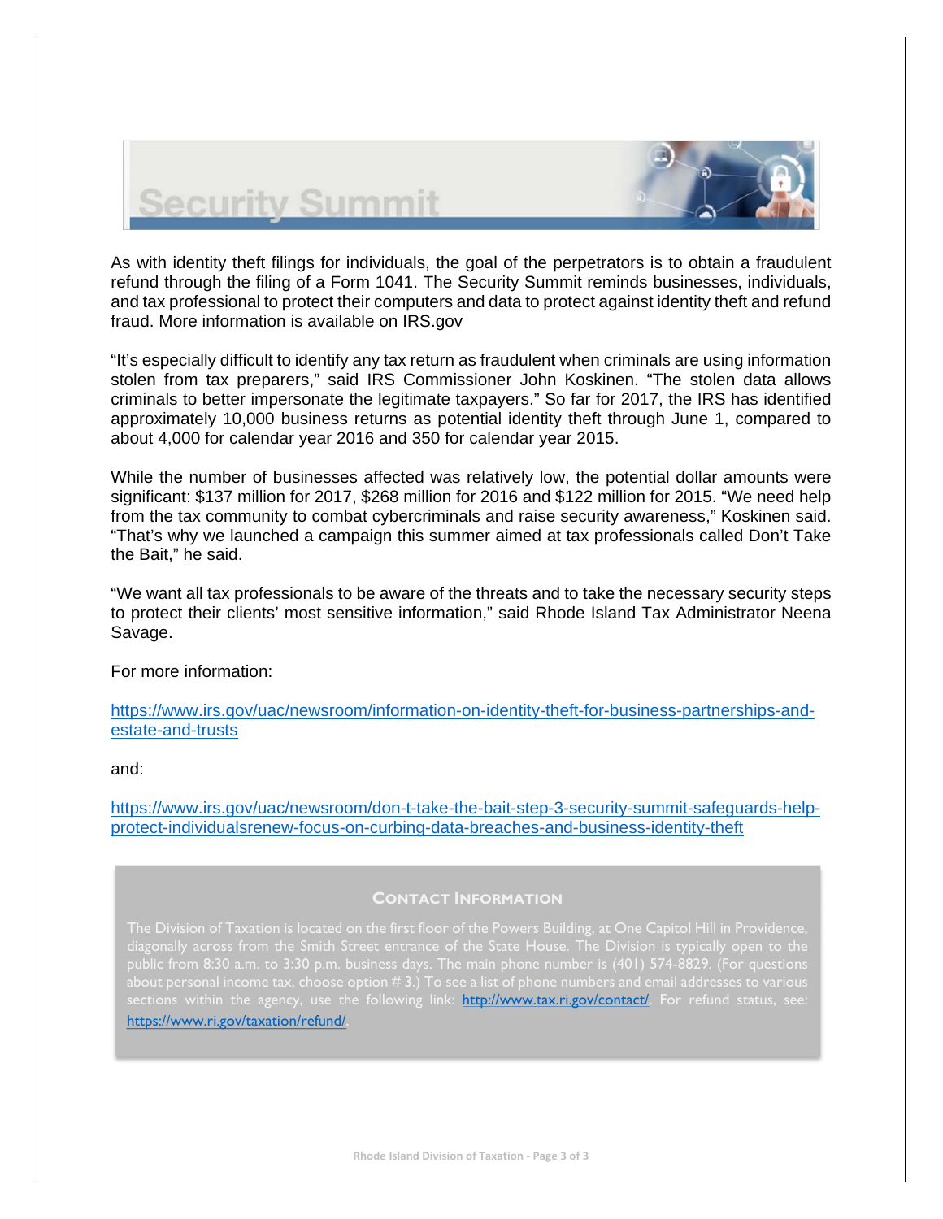## Security Summit

As with identity theft filings for individuals, the goal of the perpetrators is to obtain a fraudulent refund through the filing of a Form 1041. The Security Summit reminds businesses, individuals, and tax professional to protect their computers and data to protect against identity theft and refund fraud. More information is available on IRS.gov

"It's especially difficult to identify any tax return as fraudulent when criminals are using information stolen from tax preparers," said IRS Commissioner John Koskinen. "The stolen data allows criminals to better impersonate the legitimate taxpayers." So far for 2017, the IRS has identified approximately 10,000 business returns as potential identity theft through June 1, compared to about 4,000 for calendar year 2016 and 350 for calendar year 2015.

While the number of businesses affected was relatively low, the potential dollar amounts were significant: $137 million for 2017, $268 million for 2016 and $122 million for 2015. "We need help from the tax community to combat cybercriminals and raise security awareness," Koskinen said. "That's why we launched a campaign this summer aimed at tax professionals called Don't Take the Bait," he said.

"We want all tax professionals to be aware of the threats and to take the necessary security steps to protect their clients' most sensitive information," said Rhode Island Tax Administrator Neena Savage.

For more information:

[https://www.irs.gov/uac/newsroom/information-on-identity-theft-for-business-partnerships-and-estate-and-trusts](https://www.irs.gov/uac/newsroom/information-on-identity-theft-for-business-partnerships-and-estate-and-trusts)

and:

[https://www.irs.gov/uac/newsroom/don-t-take-the-bait-step-3-security-summit-safeguards-help-protect-individualsrenew-focus-on-curbing-data-breaches-and-business-identity-theft](https://www.irs.gov/uac/newsroom/don-t-take-the-bait-step-3-security-summit-safeguards-help-protect-individualsrenew-focus-on-curbing-data-breaches-and-business-identity-theft)

### CONTACT INFORMATION

The Division of Taxation is located on the first floor of the Powers Building, at One Capitol Hill in Providence, diagonally across from the Smith Street entrance of the State House. The Division is typically open to the public from 8:30 a.m. to 3:30 p.m. business days. The main phone number is (401) 574-8829. (For questions about personal income tax, choose option # 3.) To see a list of phone numbers and email addresses to various sections within the agency, use the following link: [http://www.tax.ri.gov/contact/](http://www.tax.ri.gov/contact/). For refund status, see: [https://www.ri.gov/taxation/refund/](https://www.ri.gov/taxation/refund/)